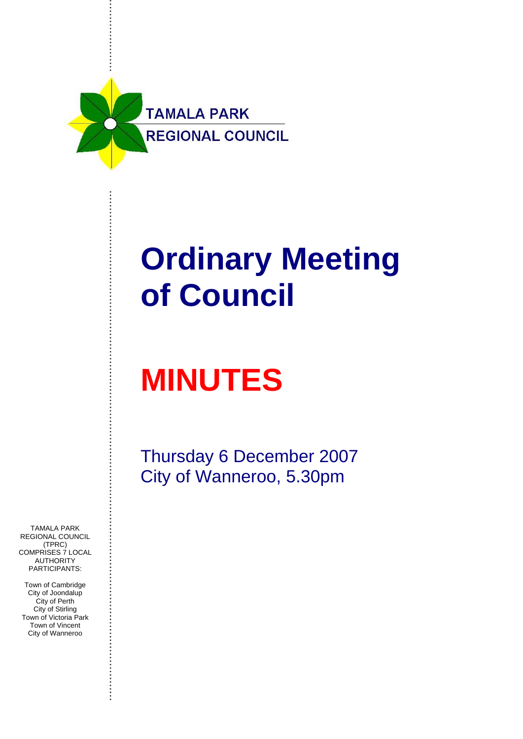TAMALA PARK
REGIONAL COUNCIL

# Ordinary Meeting of Council

# MINUTES

Thursday 6 December 2007
City of Wanneroo, 5.30pm

TAMALA PARK REGIONAL COUNCIL (TPRC) COMPRISES 7 LOCAL AUTHORITY PARTICIPANTS:

Town of Cambridge
City of Joondalup
City of Perth
City of Stirling
Town of Victoria Park
Town of Vincent
City of Wanneroo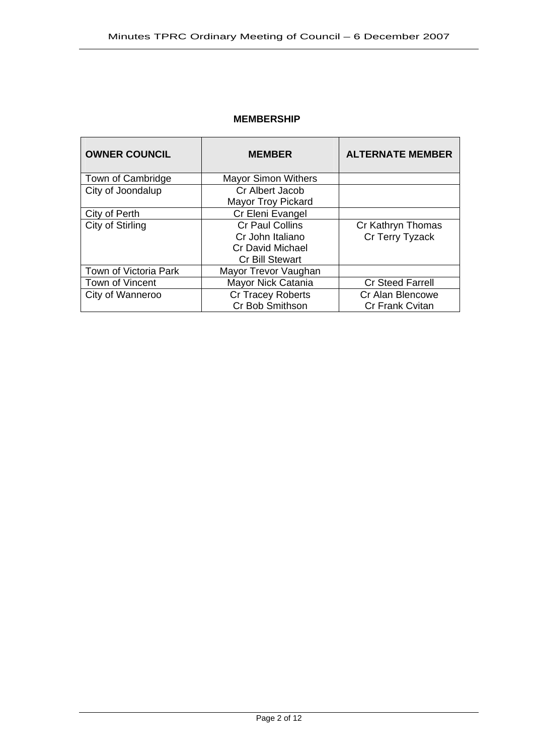## MEMBERSHIP

| OWNER COUNCIL | MEMBER | ALTERNATE MEMBER |
|---|---|---|
| Town of Cambridge | Mayor Simon Withers | |
| City of Joondalup | Cr Albert Jacob<br>Mayor Troy Pickard | |
| City of Perth | Cr Eleni Evangel | |
| City of Stirling | Cr Paul Collins<br>Cr John Italiano<br>Cr David Michael<br>Cr Bill Stewart | Cr Kathryn Thomas<br>Cr Terry Tyzack |
| Town of Victoria Park | Mayor Trevor Vaughan | |
| Town of Vincent | Mayor Nick Catania | Cr Steed Farrell |
| City of Wanneroo | Cr Tracey Roberts<br>Cr Bob Smithson | Cr Alan Blencowe<br>Cr Frank Cvitan |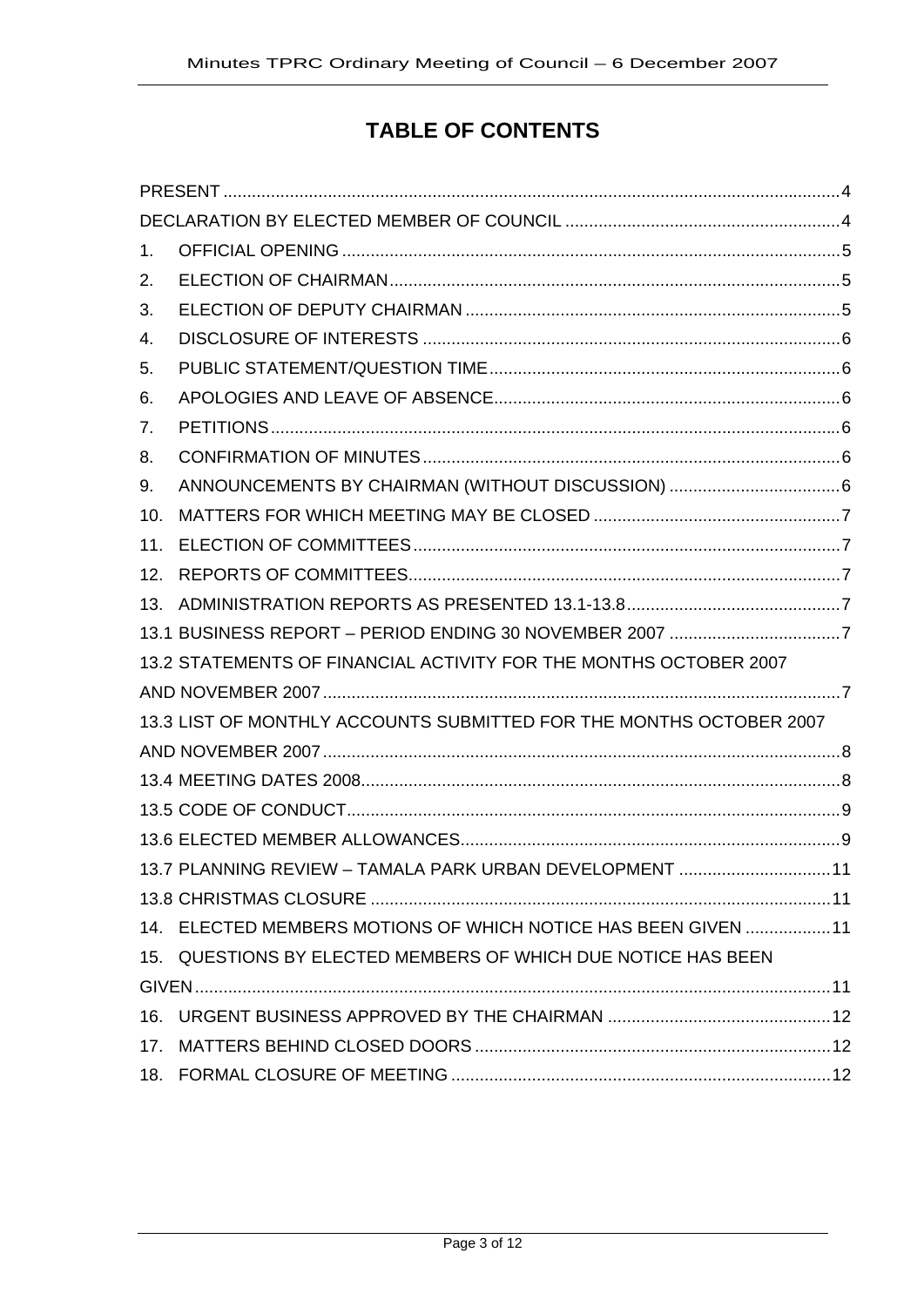# TABLE OF CONTENTS

PRESENT ........................................................................................................................4

DECLARATION BY ELECTED MEMBER OF COUNCIL ..........................................................4

1. OFFICIAL OPENING ........................................................................................................5
2. ELECTION OF CHAIRMAN................................................................................................5
3. ELECTION OF DEPUTY CHAIRMAN ..................................................................................5
4. DISCLOSURE OF INTERESTS ..........................................................................................6
5. PUBLIC STATEMENT/QUESTION TIME..............................................................................6
6. APOLOGIES AND LEAVE OF ABSENCE.............................................................................6
7. PETITIONS......................................................................................................................6
8. CONFIRMATION OF MINUTES..........................................................................................6
9. ANNOUNCEMENTS BY CHAIRMAN (WITHOUT DISCUSSION) ..........................................6
10. MATTERS FOR WHICH MEETING MAY BE CLOSED .........................................................7
11. ELECTION OF COMMITTEES............................................................................................7
12. REPORTS OF COMMITTEES.............................................................................................7
13. ADMINISTRATION REPORTS AS PRESENTED 13.1-13.8.....................................................7

13.1 BUSINESS REPORT – PERIOD ENDING 30 NOVEMBER 2007 ..........................................7

13.2 STATEMENTS OF FINANCIAL ACTIVITY FOR THE MONTHS OCTOBER 2007 AND NOVEMBER 2007 ........................................................................................................7

13.3 LIST OF MONTHLY ACCOUNTS SUBMITTED FOR THE MONTHS OCTOBER 2007 AND NOVEMBER 2007 ........................................................................................................8

13.4 MEETING DATES 2008....................................................................................................8

13.5 CODE OF CONDUCT.......................................................................................................9

13.6 ELECTED MEMBER ALLOWANCES..................................................................................9

13.7 PLANNING REVIEW – TAMALA PARK URBAN DEVELOPMENT .....................................11

13.8 CHRISTMAS CLOSURE .................................................................................................11

14. ELECTED MEMBERS MOTIONS OF WHICH NOTICE HAS BEEN GIVEN ..........................11
15. QUESTIONS BY ELECTED MEMBERS OF WHICH DUE NOTICE HAS BEEN GIVEN ...........11
16. URGENT BUSINESS APPROVED BY THE CHAIRMAN .....................................................12
17. MATTERS BEHIND CLOSED DOORS ...............................................................................12
18. FORMAL CLOSURE OF MEETING ...................................................................................12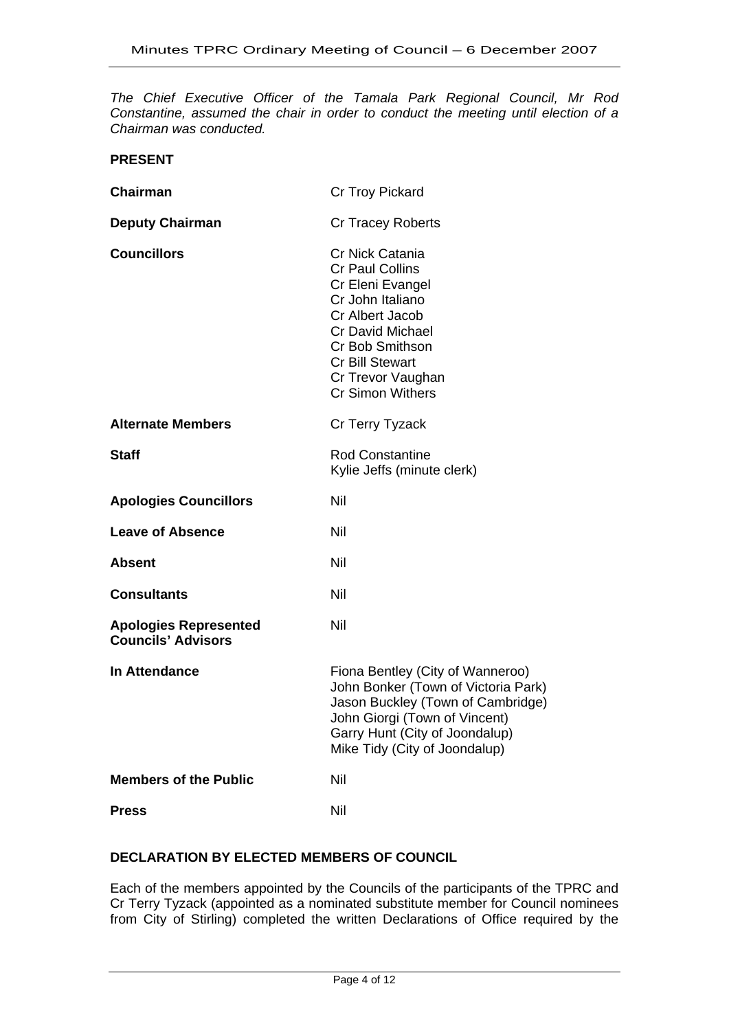*The Chief Executive Officer of the Tamala Park Regional Council, Mr Rod Constantine, assumed the chair in order to conduct the meeting until election of a Chairman was conducted.*

**PRESENT**

| | |
|---|---|
| **Chairman** | Cr Troy Pickard |
| **Deputy Chairman** | Cr Tracey Roberts |
| **Councillors** | Cr Nick Catania<br>Cr Paul Collins<br>Cr Eleni Evangel<br>Cr John Italiano<br>Cr Albert Jacob<br>Cr David Michael<br>Cr Bob Smithson<br>Cr Bill Stewart<br>Cr Trevor Vaughan<br>Cr Simon Withers |
| **Alternate Members** | Cr Terry Tyzack |
| **Staff** | Rod Constantine<br>Kylie Jeffs (minute clerk) |
| **Apologies Councillors** | Nil |
| **Leave of Absence** | Nil |
| **Absent** | Nil |
| **Consultants** | Nil |
| **Apologies Represented Councils' Advisors** | Nil |
| **In Attendance** | Fiona Bentley (City of Wanneroo)<br>John Bonker (Town of Victoria Park)<br>Jason Buckley (Town of Cambridge)<br>John Giorgi (Town of Vincent)<br>Garry Hunt (City of Joondalup)<br>Mike Tidy (City of Joondalup) |
| **Members of the Public** | Nil |
| **Press** | Nil |

**DECLARATION BY ELECTED MEMBERS OF COUNCIL**

Each of the members appointed by the Councils of the participants of the TPRC and Cr Terry Tyzack (appointed as a nominated substitute member for Council nominees from City of Stirling) completed the written Declarations of Office required by the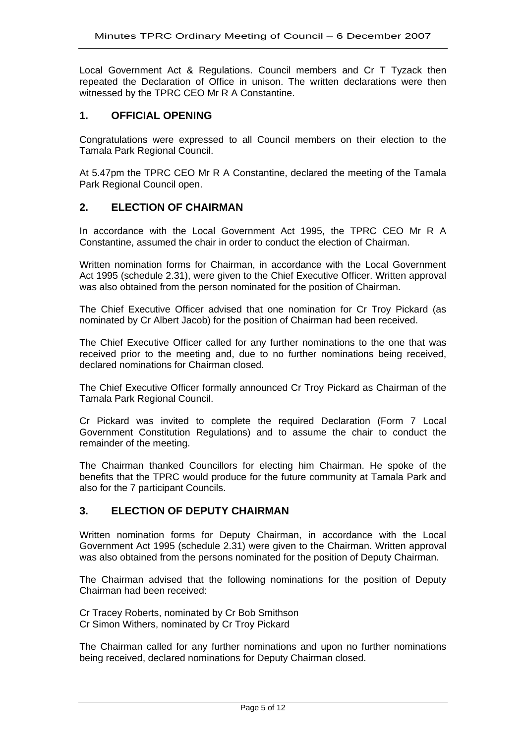Local Government Act & Regulations. Council members and Cr T Tyzack then repeated the Declaration of Office in unison. The written declarations were then witnessed by the TPRC CEO Mr R A Constantine.

## 1. OFFICIAL OPENING

Congratulations were expressed to all Council members on their election to the Tamala Park Regional Council.

At 5.47pm the TPRC CEO Mr R A Constantine, declared the meeting of the Tamala Park Regional Council open.

## 2. ELECTION OF CHAIRMAN

In accordance with the Local Government Act 1995, the TPRC CEO Mr R A Constantine, assumed the chair in order to conduct the election of Chairman.

Written nomination forms for Chairman, in accordance with the Local Government Act 1995 (schedule 2.31), were given to the Chief Executive Officer. Written approval was also obtained from the person nominated for the position of Chairman.

The Chief Executive Officer advised that one nomination for Cr Troy Pickard (as nominated by Cr Albert Jacob) for the position of Chairman had been received.

The Chief Executive Officer called for any further nominations to the one that was received prior to the meeting and, due to no further nominations being received, declared nominations for Chairman closed.

The Chief Executive Officer formally announced Cr Troy Pickard as Chairman of the Tamala Park Regional Council.

Cr Pickard was invited to complete the required Declaration (Form 7 Local Government Constitution Regulations) and to assume the chair to conduct the remainder of the meeting.

The Chairman thanked Councillors for electing him Chairman. He spoke of the benefits that the TPRC would produce for the future community at Tamala Park and also for the 7 participant Councils.

## 3. ELECTION OF DEPUTY CHAIRMAN

Written nomination forms for Deputy Chairman, in accordance with the Local Government Act 1995 (schedule 2.31) were given to the Chairman. Written approval was also obtained from the persons nominated for the position of Deputy Chairman.

The Chairman advised that the following nominations for the position of Deputy Chairman had been received:

Cr Tracey Roberts, nominated by Cr Bob Smithson
Cr Simon Withers, nominated by Cr Troy Pickard

The Chairman called for any further nominations and upon no further nominations being received, declared nominations for Deputy Chairman closed.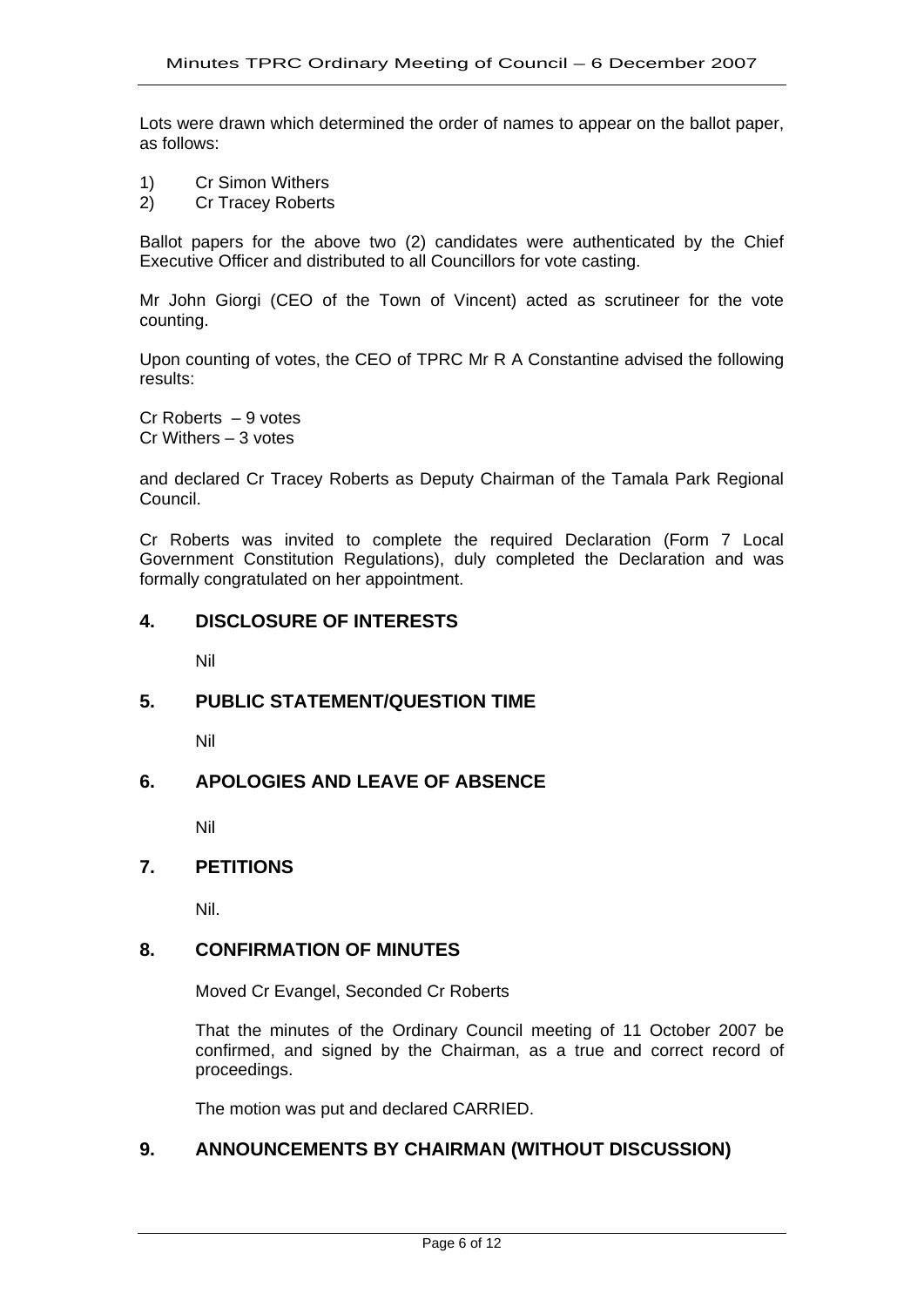Lots were drawn which determined the order of names to appear on the ballot paper, as follows:

1) Cr Simon Withers
2) Cr Tracey Roberts

Ballot papers for the above two (2) candidates were authenticated by the Chief Executive Officer and distributed to all Councillors for vote casting.

Mr John Giorgi (CEO of the Town of Vincent) acted as scrutineer for the vote counting.

Upon counting of votes, the CEO of TPRC Mr R A Constantine advised the following results:

Cr Roberts – 9 votes
Cr Withers – 3 votes

and declared Cr Tracey Roberts as Deputy Chairman of the Tamala Park Regional Council.

Cr Roberts was invited to complete the required Declaration (Form 7 Local Government Constitution Regulations), duly completed the Declaration and was formally congratulated on her appointment.

## 4. DISCLOSURE OF INTERESTS

Nil

## 5. PUBLIC STATEMENT/QUESTION TIME

Nil

## 6. APOLOGIES AND LEAVE OF ABSENCE

Nil

## 7. PETITIONS

Nil.

## 8. CONFIRMATION OF MINUTES

Moved Cr Evangel, Seconded Cr Roberts

That the minutes of the Ordinary Council meeting of 11 October 2007 be confirmed, and signed by the Chairman, as a true and correct record of proceedings.

The motion was put and declared CARRIED.

## 9. ANNOUNCEMENTS BY CHAIRMAN (WITHOUT DISCUSSION)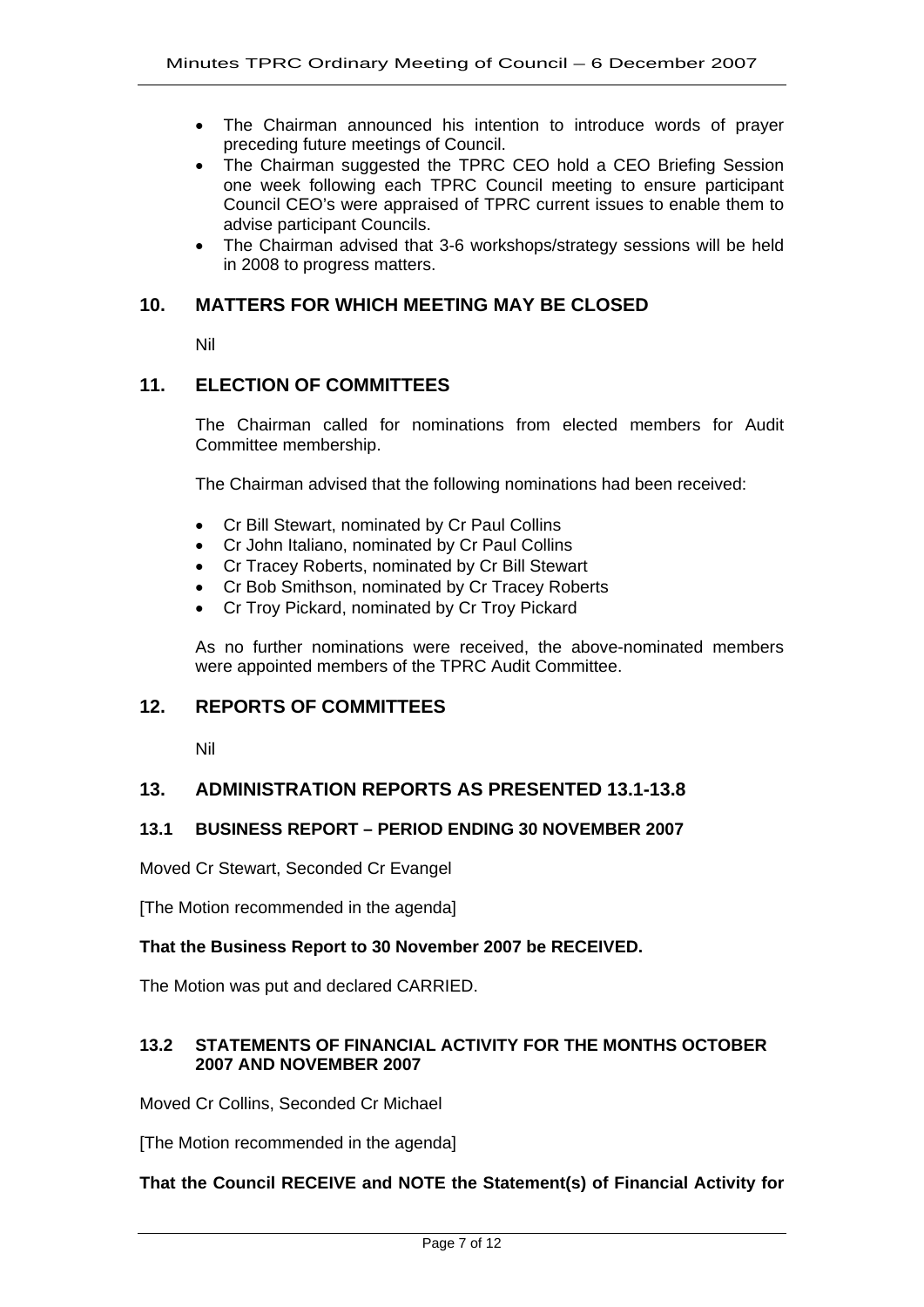- The Chairman announced his intention to introduce words of prayer preceding future meetings of Council.
- The Chairman suggested the TPRC CEO hold a CEO Briefing Session one week following each TPRC Council meeting to ensure participant Council CEO's were appraised of TPRC current issues to enable them to advise participant Councils.
- The Chairman advised that 3-6 workshops/strategy sessions will be held in 2008 to progress matters.

## 10. MATTERS FOR WHICH MEETING MAY BE CLOSED

Nil

## 11. ELECTION OF COMMITTEES

The Chairman called for nominations from elected members for Audit Committee membership.

The Chairman advised that the following nominations had been received:

- Cr Bill Stewart, nominated by Cr Paul Collins
- Cr John Italiano, nominated by Cr Paul Collins
- Cr Tracey Roberts, nominated by Cr Bill Stewart
- Cr Bob Smithson, nominated by Cr Tracey Roberts
- Cr Troy Pickard, nominated by Cr Troy Pickard

As no further nominations were received, the above-nominated members were appointed members of the TPRC Audit Committee.

## 12. REPORTS OF COMMITTEES

Nil

## 13. ADMINISTRATION REPORTS AS PRESENTED 13.1-13.8

### 13.1 BUSINESS REPORT – PERIOD ENDING 30 NOVEMBER 2007

Moved Cr Stewart, Seconded Cr Evangel

[The Motion recommended in the agenda]

**That the Business Report to 30 November 2007 be RECEIVED.**

The Motion was put and declared CARRIED.

### 13.2 STATEMENTS OF FINANCIAL ACTIVITY FOR THE MONTHS OCTOBER 2007 AND NOVEMBER 2007

Moved Cr Collins, Seconded Cr Michael

[The Motion recommended in the agenda]

**That the Council RECEIVE and NOTE the Statement(s) of Financial Activity for**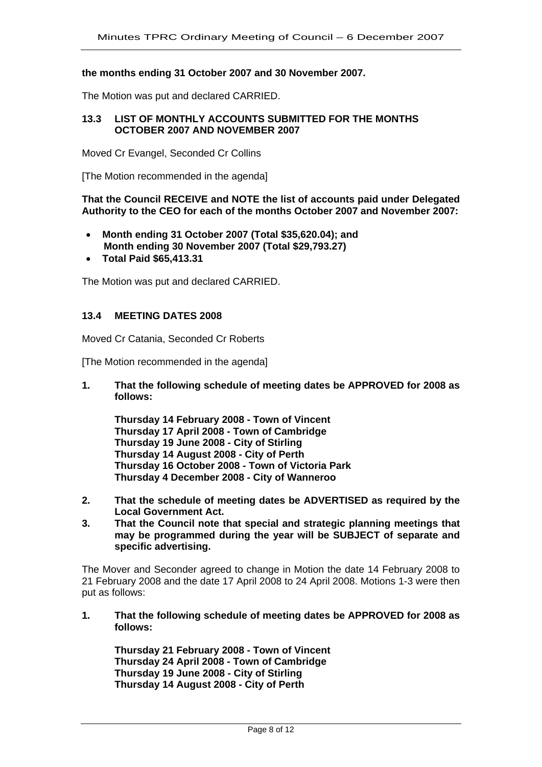**the months ending 31 October 2007 and 30 November 2007.**

The Motion was put and declared CARRIED.

### 13.3 LIST OF MONTHLY ACCOUNTS SUBMITTED FOR THE MONTHS OCTOBER 2007 AND NOVEMBER 2007

Moved Cr Evangel, Seconded Cr Collins

[The Motion recommended in the agenda]

**That the Council RECEIVE and NOTE the list of accounts paid under Delegated Authority to the CEO for each of the months October 2007 and November 2007:**

- **Month ending 31 October 2007 (Total $35,620.04); and**
  **Month ending 30 November 2007 (Total $29,793.27)**
- **Total Paid $65,413.31**

The Motion was put and declared CARRIED.

### 13.4 MEETING DATES 2008

Moved Cr Catania, Seconded Cr Roberts

[The Motion recommended in the agenda]

1. **That the following schedule of meeting dates be APPROVED for 2008 as follows:**

   **Thursday 14 February 2008 - Town of Vincent**
   **Thursday 17 April 2008 - Town of Cambridge**
   **Thursday 19 June 2008 - City of Stirling**
   **Thursday 14 August 2008 - City of Perth**
   **Thursday 16 October 2008 - Town of Victoria Park**
   **Thursday 4 December 2008 - City of Wanneroo**

2. **That the schedule of meeting dates be ADVERTISED as required by the Local Government Act.**
3. **That the Council note that special and strategic planning meetings that may be programmed during the year will be SUBJECT of separate and specific advertising.**

The Mover and Seconder agreed to change in Motion the date 14 February 2008 to 21 February 2008 and the date 17 April 2008 to 24 April 2008. Motions 1-3 were then put as follows:

1. **That the following schedule of meeting dates be APPROVED for 2008 as follows:**

   **Thursday 21 February 2008 - Town of Vincent**
   **Thursday 24 April 2008 - Town of Cambridge**
   **Thursday 19 June 2008 - City of Stirling**
   **Thursday 14 August 2008 - City of Perth**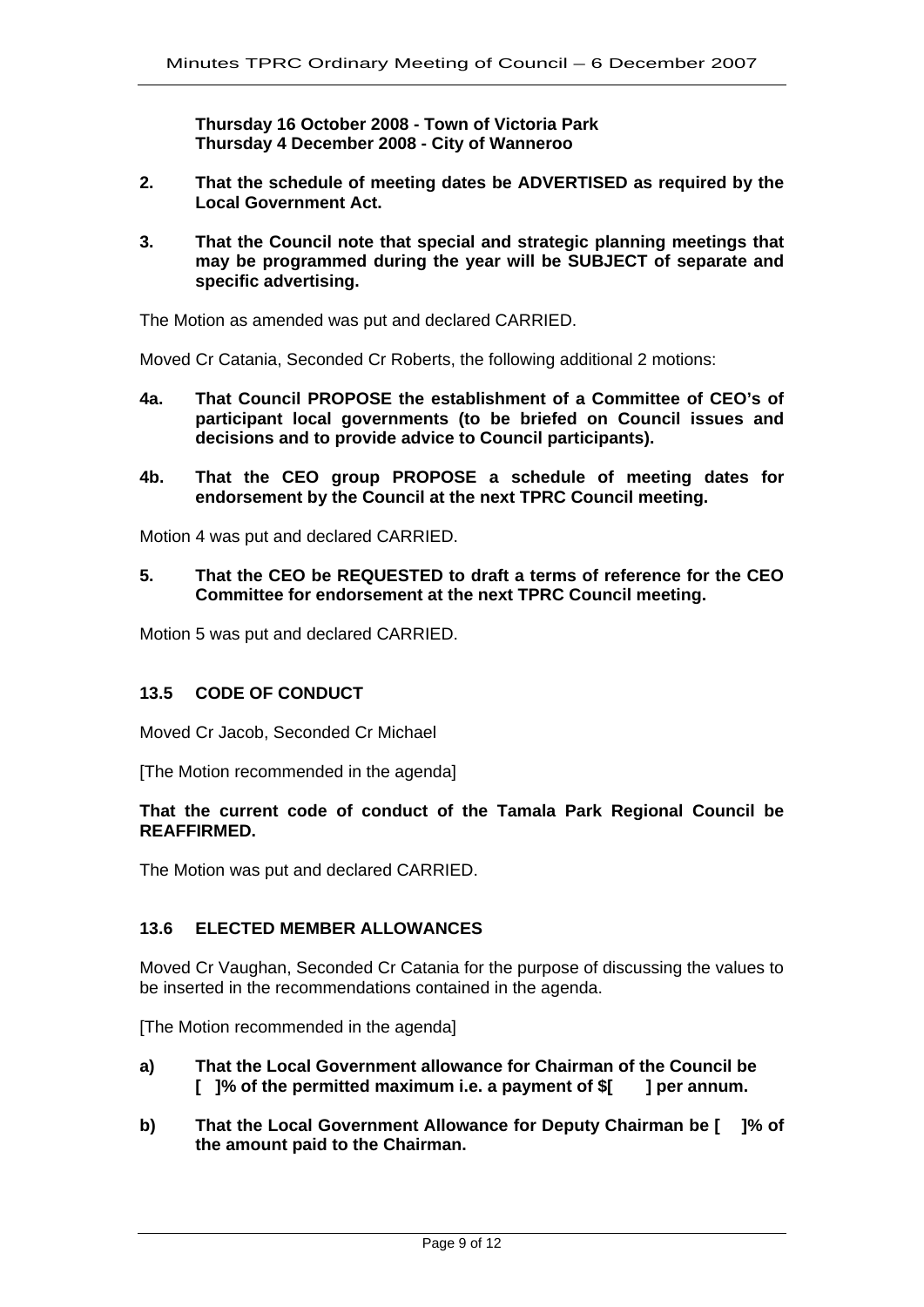**Thursday 16 October 2008 - Town of Victoria Park**
**Thursday 4 December 2008 - City of Wanneroo**

**2. That the schedule of meeting dates be ADVERTISED as required by the Local Government Act.**

**3. That the Council note that special and strategic planning meetings that may be programmed during the year will be SUBJECT of separate and specific advertising.**

The Motion as amended was put and declared CARRIED.

Moved Cr Catania, Seconded Cr Roberts, the following additional 2 motions:

**4a. That Council PROPOSE the establishment of a Committee of CEO's of participant local governments (to be briefed on Council issues and decisions and to provide advice to Council participants).**

**4b. That the CEO group PROPOSE a schedule of meeting dates for endorsement by the Council at the next TPRC Council meeting.**

Motion 4 was put and declared CARRIED.

**5. That the CEO be REQUESTED to draft a terms of reference for the CEO Committee for endorsement at the next TPRC Council meeting.**

Motion 5 was put and declared CARRIED.

### 13.5 CODE OF CONDUCT

Moved Cr Jacob, Seconded Cr Michael

[The Motion recommended in the agenda]

**That the current code of conduct of the Tamala Park Regional Council be REAFFIRMED.**

The Motion was put and declared CARRIED.

### 13.6 ELECTED MEMBER ALLOWANCES

Moved Cr Vaughan, Seconded Cr Catania for the purpose of discussing the values to be inserted in the recommendations contained in the agenda.

[The Motion recommended in the agenda]

**a) That the Local Government allowance for Chairman of the Council be [ ]% of the permitted maximum i.e. a payment of $[ ] per annum.**

**b) That the Local Government Allowance for Deputy Chairman be [ ]% of the amount paid to the Chairman.**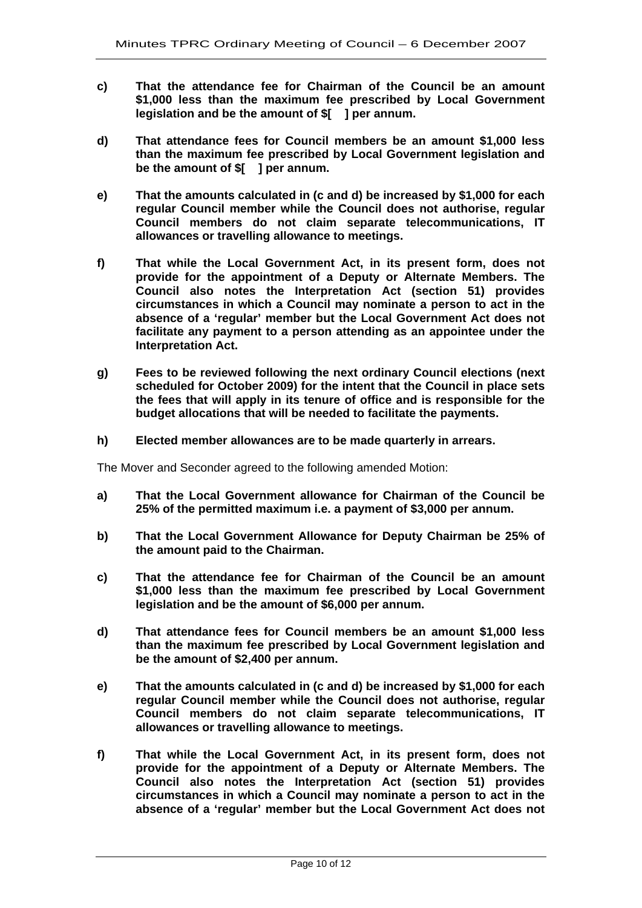**c) That the attendance fee for Chairman of the Council be an amount $1,000 less than the maximum fee prescribed by Local Government legislation and be the amount of $[ ] per annum.**

**d) That attendance fees for Council members be an amount $1,000 less than the maximum fee prescribed by Local Government legislation and be the amount of $[ ] per annum.**

**e) That the amounts calculated in (c and d) be increased by $1,000 for each regular Council member while the Council does not authorise, regular Council members do not claim separate telecommunications, IT allowances or travelling allowance to meetings.**

**f) That while the Local Government Act, in its present form, does not provide for the appointment of a Deputy or Alternate Members. The Council also notes the Interpretation Act (section 51) provides circumstances in which a Council may nominate a person to act in the absence of a 'regular' member but the Local Government Act does not facilitate any payment to a person attending as an appointee under the Interpretation Act.**

**g) Fees to be reviewed following the next ordinary Council elections (next scheduled for October 2009) for the intent that the Council in place sets the fees that will apply in its tenure of office and is responsible for the budget allocations that will be needed to facilitate the payments.**

**h) Elected member allowances are to be made quarterly in arrears.**

The Mover and Seconder agreed to the following amended Motion:

**a) That the Local Government allowance for Chairman of the Council be 25% of the permitted maximum i.e. a payment of $3,000 per annum.**

**b) That the Local Government Allowance for Deputy Chairman be 25% of the amount paid to the Chairman.**

**c) That the attendance fee for Chairman of the Council be an amount $1,000 less than the maximum fee prescribed by Local Government legislation and be the amount of $6,000 per annum.**

**d) That attendance fees for Council members be an amount $1,000 less than the maximum fee prescribed by Local Government legislation and be the amount of $2,400 per annum.**

**e) That the amounts calculated in (c and d) be increased by $1,000 for each regular Council member while the Council does not authorise, regular Council members do not claim separate telecommunications, IT allowances or travelling allowance to meetings.**

**f) That while the Local Government Act, in its present form, does not provide for the appointment of a Deputy or Alternate Members. The Council also notes the Interpretation Act (section 51) provides circumstances in which a Council may nominate a person to act in the absence of a 'regular' member but the Local Government Act does not**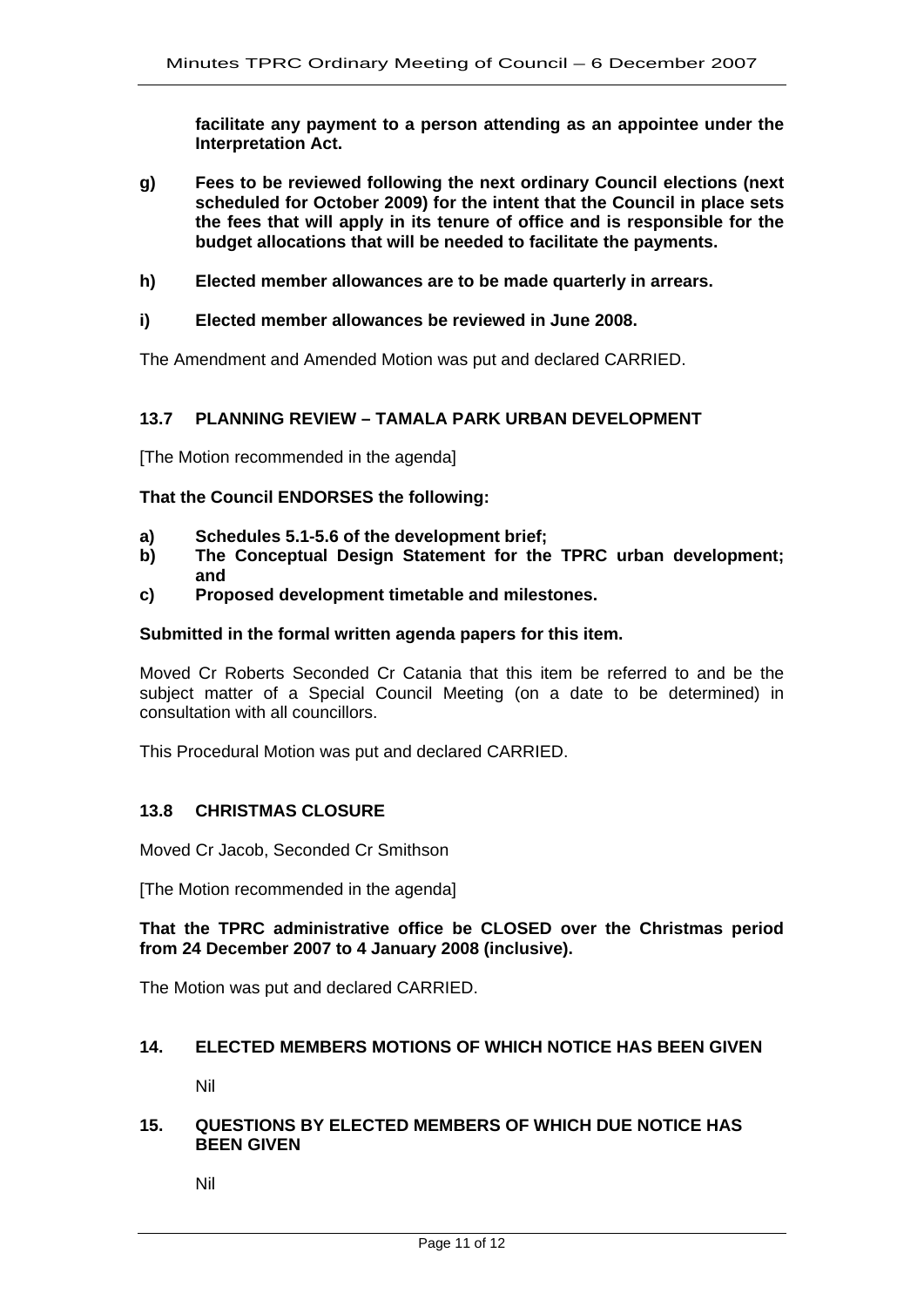**facilitate any payment to a person attending as an appointee under the Interpretation Act.**

**g) Fees to be reviewed following the next ordinary Council elections (next scheduled for October 2009) for the intent that the Council in place sets the fees that will apply in its tenure of office and is responsible for the budget allocations that will be needed to facilitate the payments.**

**h) Elected member allowances are to be made quarterly in arrears.**

**i) Elected member allowances be reviewed in June 2008.**

The Amendment and Amended Motion was put and declared CARRIED.

### 13.7 PLANNING REVIEW – TAMALA PARK URBAN DEVELOPMENT

[The Motion recommended in the agenda]

**That the Council ENDORSES the following:**

**a) Schedules 5.1-5.6 of the development brief;**
**b) The Conceptual Design Statement for the TPRC urban development; and**
**c) Proposed development timetable and milestones.**

**Submitted in the formal written agenda papers for this item.**

Moved Cr Roberts Seconded Cr Catania that this item be referred to and be the subject matter of a Special Council Meeting (on a date to be determined) in consultation with all councillors.

This Procedural Motion was put and declared CARRIED.

### 13.8 CHRISTMAS CLOSURE

Moved Cr Jacob, Seconded Cr Smithson

[The Motion recommended in the agenda]

**That the TPRC administrative office be CLOSED over the Christmas period from 24 December 2007 to 4 January 2008 (inclusive).**

The Motion was put and declared CARRIED.

## 14. ELECTED MEMBERS MOTIONS OF WHICH NOTICE HAS BEEN GIVEN

Nil

## 15. QUESTIONS BY ELECTED MEMBERS OF WHICH DUE NOTICE HAS BEEN GIVEN

Nil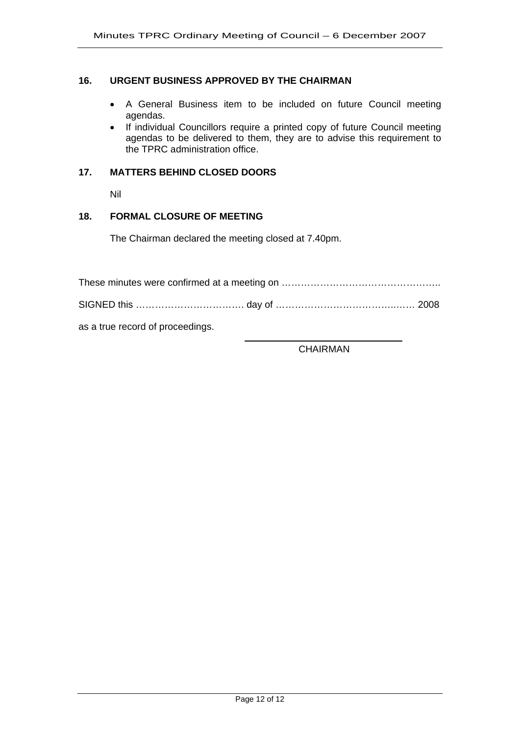## 16. URGENT BUSINESS APPROVED BY THE CHAIRMAN

- A General Business item to be included on future Council meeting agendas.
- If individual Councillors require a printed copy of future Council meeting agendas to be delivered to them, they are to advise this requirement to the TPRC administration office.

## 17. MATTERS BEHIND CLOSED DOORS

Nil

## 18. FORMAL CLOSURE OF MEETING

The Chairman declared the meeting closed at 7.40pm.

These minutes were confirmed at a meeting on …………………………………………..

SIGNED this ……………………………. day of ……………………………..…… 2008

as a true record of proceedings.

CHAIRMAN